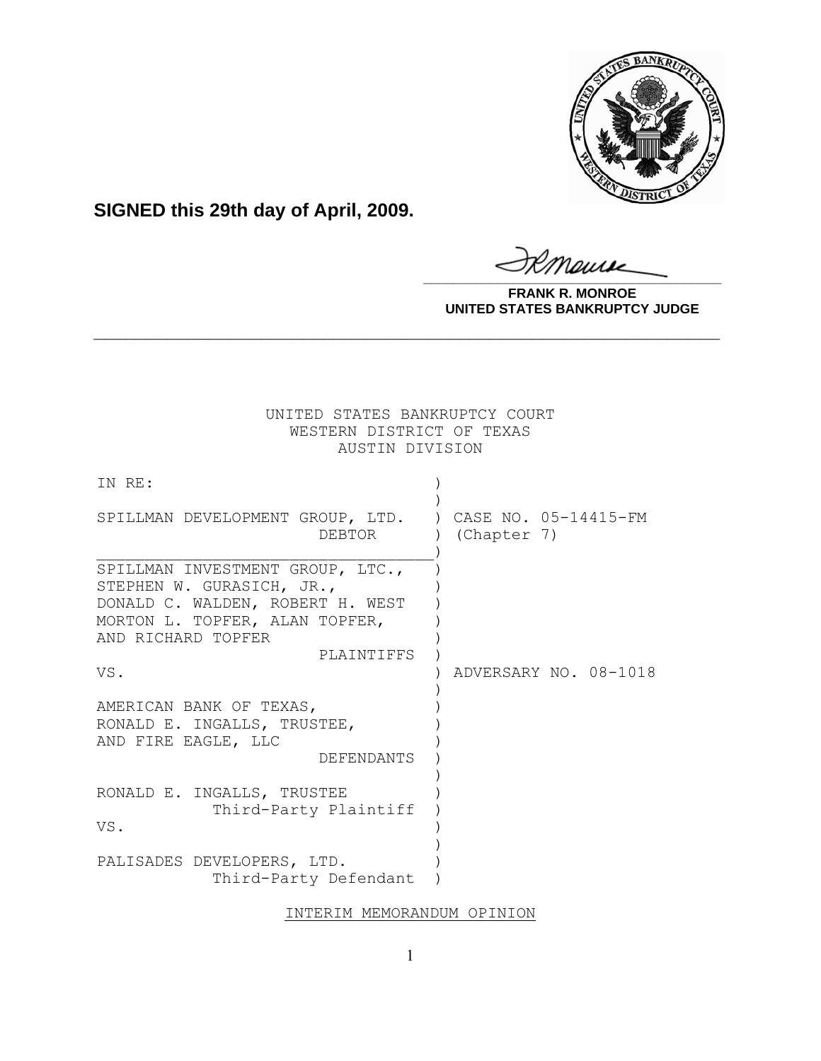**SIGNED this 29th day of April, 2009.**

**FRANK R. MONROE**
**UNITED STATES BANKRUPTCY JUDGE**

UNITED STATES BANKRUPTCY COURT
WESTERN DISTRICT OF TEXAS
AUSTIN DIVISION

| | | |
|---|---|---|
| IN RE: | ) | |
| | ) | |
| SPILLMAN DEVELOPMENT GROUP, LTD. | ) | CASE NO. 05-14415-FM |
| DEBTOR | ) | (Chapter 7) |
| | ) | |
| SPILLMAN INVESTMENT GROUP, LTC., STEPHEN W. GURASICH, JR., DONALD C. WALDEN, ROBERT H. WEST MORTON L. TOPFER, ALAN TOPFER, AND RICHARD TOPFER | ) | |
| PLAINTIFFS | ) | |
| VS. | ) | ADVERSARY NO. 08-1018 |
| | ) | |
| AMERICAN BANK OF TEXAS, RONALD E. INGALLS, TRUSTEE, AND FIRE EAGLE, LLC | ) | |
| DEFENDANTS | ) | |
| | ) | |
| RONALD E. INGALLS, TRUSTEE | ) | |
| Third-Party Plaintiff | ) | |
| VS. | ) | |
| | ) | |
| PALISADES DEVELOPERS, LTD. | ) | |
| Third-Party Defendant | ) | |

INTERIM MEMORANDUM OPINION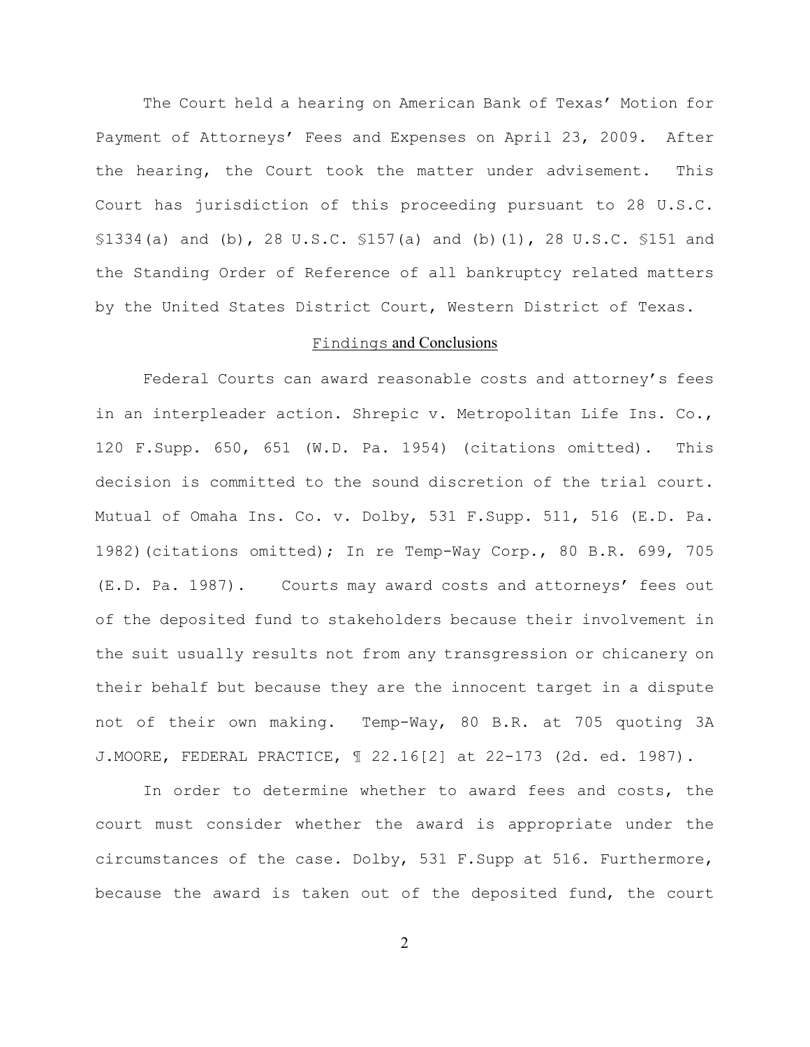The Court held a hearing on American Bank of Texas' Motion for Payment of Attorneys' Fees and Expenses on April 23, 2009. After the hearing, the Court took the matter under advisement. This Court has jurisdiction of this proceeding pursuant to 28 U.S.C. §1334(a) and (b), 28 U.S.C. §157(a) and (b)(1), 28 U.S.C. §151 and the Standing Order of Reference of all bankruptcy related matters by the United States District Court, Western District of Texas.

## Findings and Conclusions

Federal Courts can award reasonable costs and attorney's fees in an interpleader action. Shrepic v. Metropolitan Life Ins. Co., 120 F.Supp. 650, 651 (W.D. Pa. 1954) (citations omitted). This decision is committed to the sound discretion of the trial court. Mutual of Omaha Ins. Co. v. Dolby, 531 F.Supp. 511, 516 (E.D. Pa. 1982)(citations omitted); In re Temp-Way Corp., 80 B.R. 699, 705 (E.D. Pa. 1987). Courts may award costs and attorneys' fees out of the deposited fund to stakeholders because their involvement in the suit usually results not from any transgression or chicanery on their behalf but because they are the innocent target in a dispute not of their own making. Temp-Way, 80 B.R. at 705 quoting 3A J.MOORE, FEDERAL PRACTICE, ¶ 22.16[2] at 22-173 (2d. ed. 1987).

In order to determine whether to award fees and costs, the court must consider whether the award is appropriate under the circumstances of the case. Dolby, 531 F.Supp at 516. Furthermore, because the award is taken out of the deposited fund, the court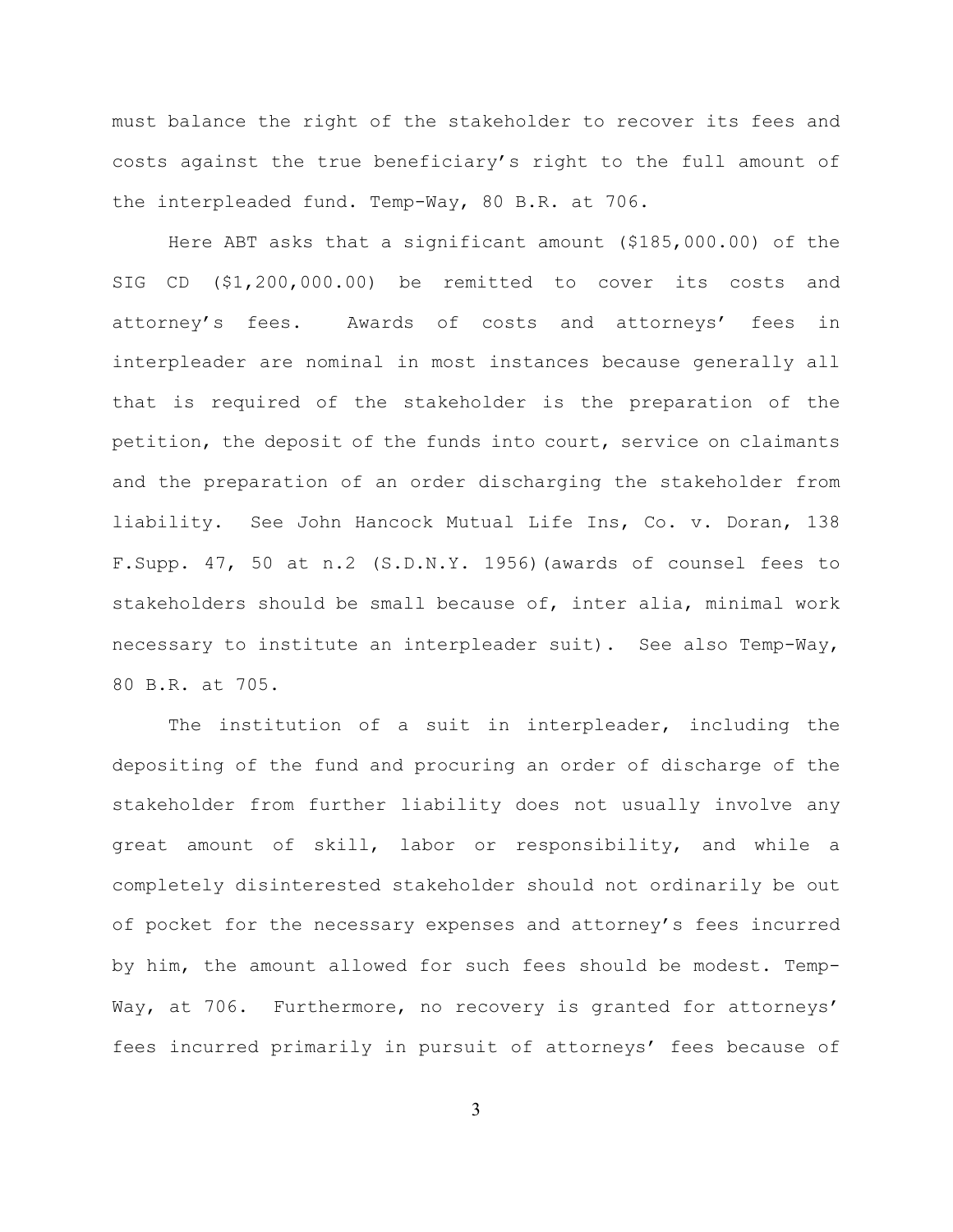must balance the right of the stakeholder to recover its fees and costs against the true beneficiary's right to the full amount of the interpleaded fund. Temp-Way, 80 B.R. at 706.

Here ABT asks that a significant amount ($185,000.00) of the SIG CD ($1,200,000.00) be remitted to cover its costs and attorney's fees. Awards of costs and attorneys' fees in interpleader are nominal in most instances because generally all that is required of the stakeholder is the preparation of the petition, the deposit of the funds into court, service on claimants and the preparation of an order discharging the stakeholder from liability. See John Hancock Mutual Life Ins, Co. v. Doran, 138 F.Supp. 47, 50 at n.2 (S.D.N.Y. 1956)(awards of counsel fees to stakeholders should be small because of, inter alia, minimal work necessary to institute an interpleader suit). See also Temp-Way, 80 B.R. at 705.

The institution of a suit in interpleader, including the depositing of the fund and procuring an order of discharge of the stakeholder from further liability does not usually involve any great amount of skill, labor or responsibility, and while a completely disinterested stakeholder should not ordinarily be out of pocket for the necessary expenses and attorney's fees incurred by him, the amount allowed for such fees should be modest. Temp-Way, at 706. Furthermore, no recovery is granted for attorneys' fees incurred primarily in pursuit of attorneys' fees because of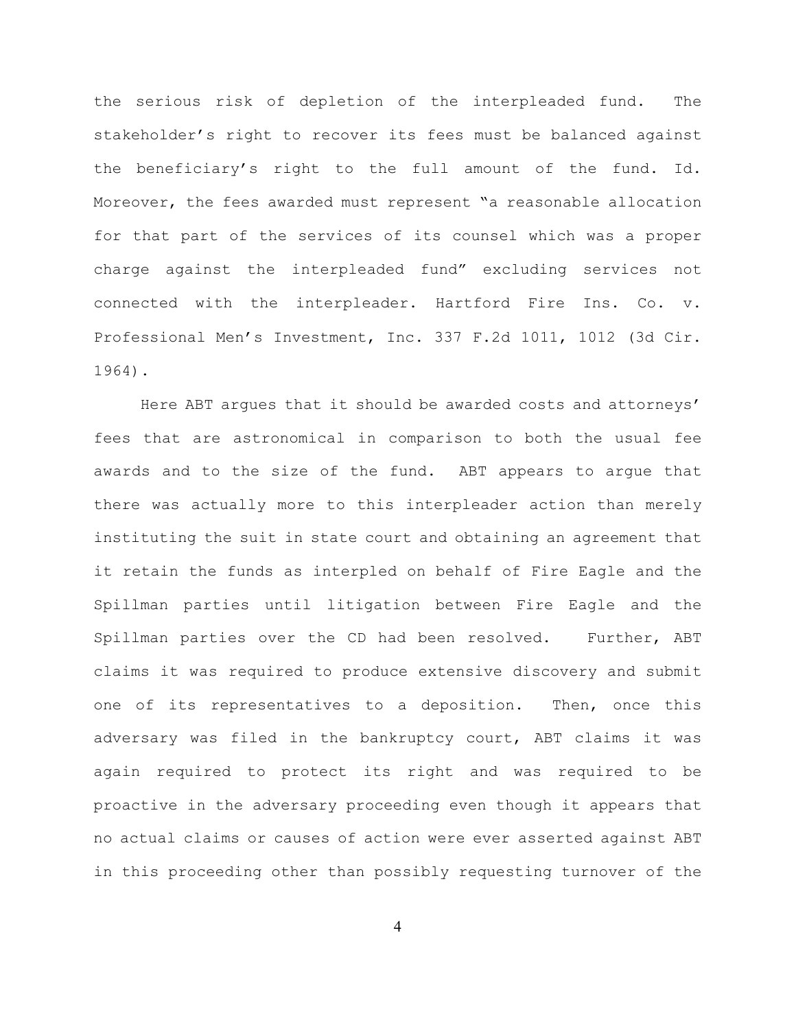the serious risk of depletion of the interpleaded fund. The stakeholder's right to recover its fees must be balanced against the beneficiary's right to the full amount of the fund. Id. Moreover, the fees awarded must represent "a reasonable allocation for that part of the services of its counsel which was a proper charge against the interpleaded fund" excluding services not connected with the interpleader. Hartford Fire Ins. Co. v. Professional Men's Investment, Inc. 337 F.2d 1011, 1012 (3d Cir. 1964).

Here ABT argues that it should be awarded costs and attorneys' fees that are astronomical in comparison to both the usual fee awards and to the size of the fund. ABT appears to argue that there was actually more to this interpleader action than merely instituting the suit in state court and obtaining an agreement that it retain the funds as interpled on behalf of Fire Eagle and the Spillman parties until litigation between Fire Eagle and the Spillman parties over the CD had been resolved. Further, ABT claims it was required to produce extensive discovery and submit one of its representatives to a deposition. Then, once this adversary was filed in the bankruptcy court, ABT claims it was again required to protect its right and was required to be proactive in the adversary proceeding even though it appears that no actual claims or causes of action were ever asserted against ABT in this proceeding other than possibly requesting turnover of the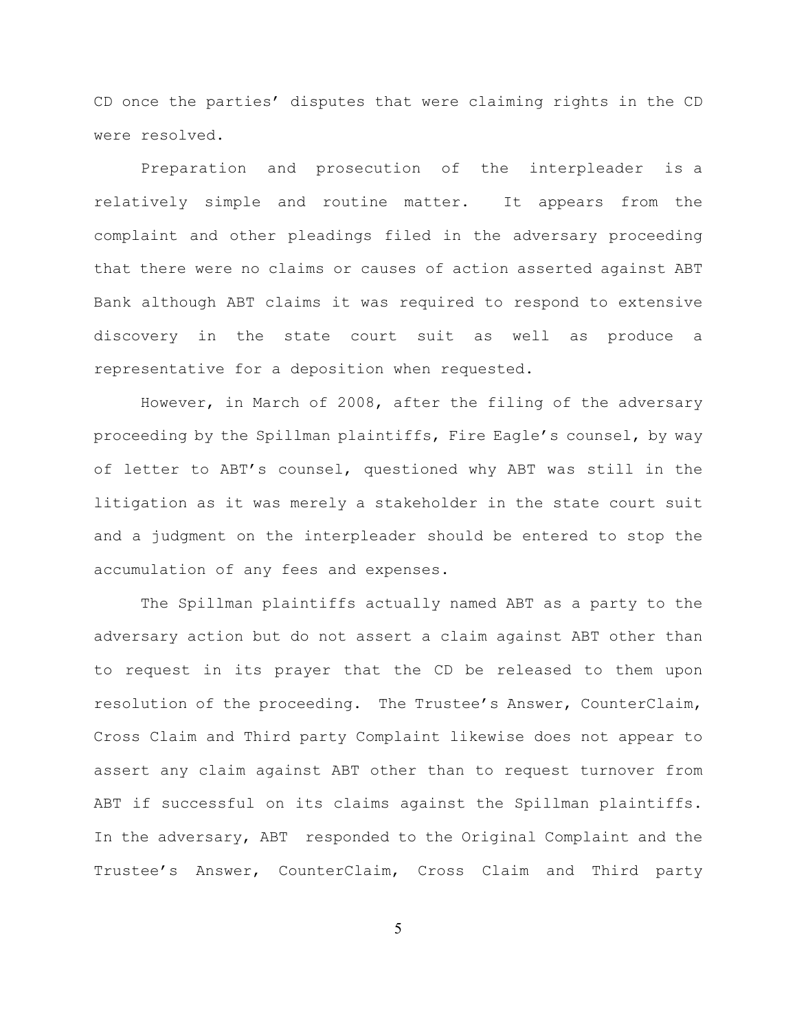CD once the parties' disputes that were claiming rights in the CD were resolved.

Preparation and prosecution of the interpleader is a relatively simple and routine matter. It appears from the complaint and other pleadings filed in the adversary proceeding that there were no claims or causes of action asserted against ABT Bank although ABT claims it was required to respond to extensive discovery in the state court suit as well as produce a representative for a deposition when requested.

However, in March of 2008, after the filing of the adversary proceeding by the Spillman plaintiffs, Fire Eagle's counsel, by way of letter to ABT's counsel, questioned why ABT was still in the litigation as it was merely a stakeholder in the state court suit and a judgment on the interpleader should be entered to stop the accumulation of any fees and expenses.

The Spillman plaintiffs actually named ABT as a party to the adversary action but do not assert a claim against ABT other than to request in its prayer that the CD be released to them upon resolution of the proceeding. The Trustee's Answer, CounterClaim, Cross Claim and Third party Complaint likewise does not appear to assert any claim against ABT other than to request turnover from ABT if successful on its claims against the Spillman plaintiffs. In the adversary, ABT responded to the Original Complaint and the Trustee's Answer, CounterClaim, Cross Claim and Third party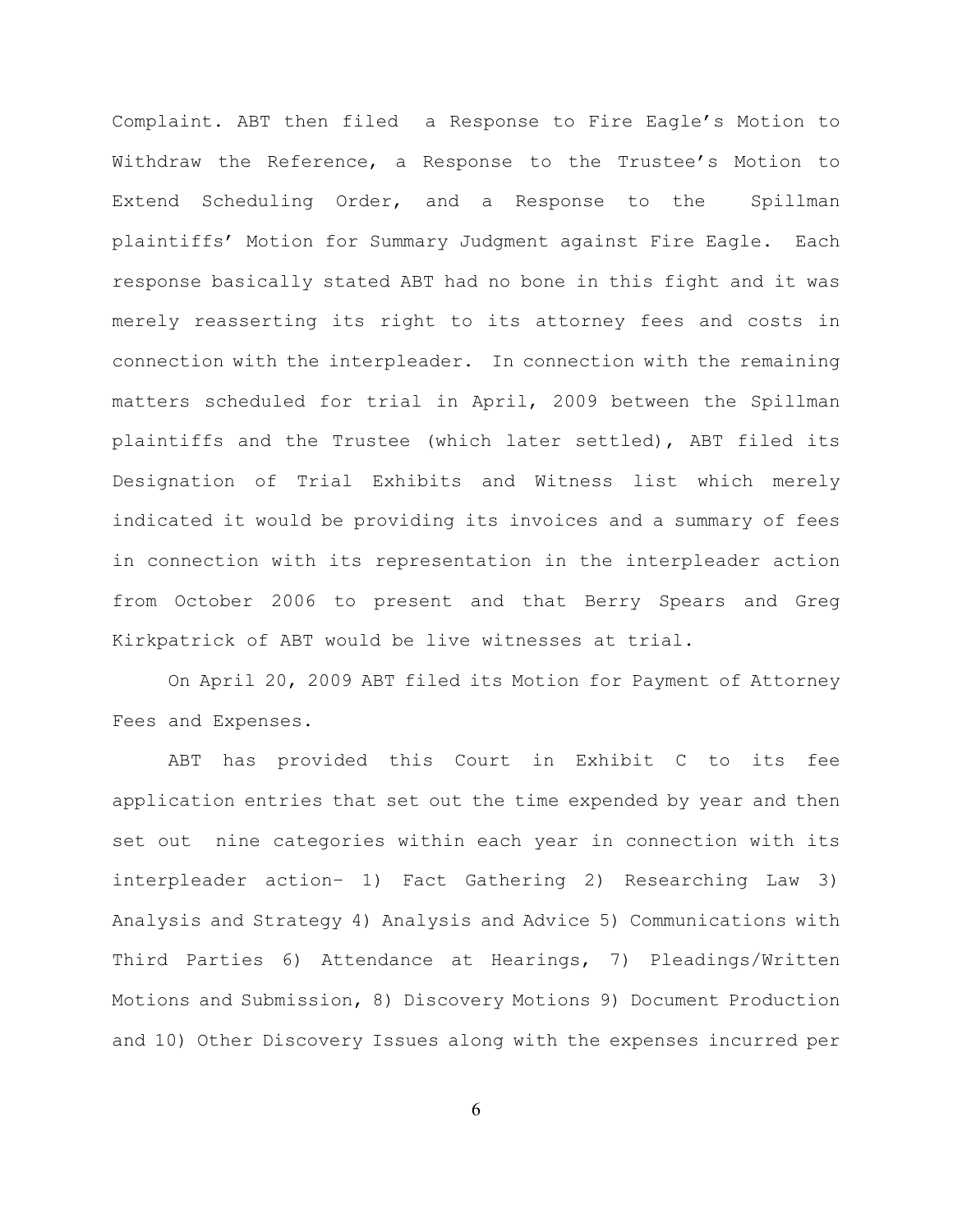Complaint. ABT then filed a Response to Fire Eagle's Motion to Withdraw the Reference, a Response to the Trustee's Motion to Extend Scheduling Order, and a Response to the Spillman plaintiffs' Motion for Summary Judgment against Fire Eagle. Each response basically stated ABT had no bone in this fight and it was merely reasserting its right to its attorney fees and costs in connection with the interpleader. In connection with the remaining matters scheduled for trial in April, 2009 between the Spillman plaintiffs and the Trustee (which later settled), ABT filed its Designation of Trial Exhibits and Witness list which merely indicated it would be providing its invoices and a summary of fees in connection with its representation in the interpleader action from October 2006 to present and that Berry Spears and Greg Kirkpatrick of ABT would be live witnesses at trial.

On April 20, 2009 ABT filed its Motion for Payment of Attorney Fees and Expenses.

ABT has provided this Court in Exhibit C to its fee application entries that set out the time expended by year and then set out nine categories within each year in connection with its interpleader action– 1) Fact Gathering 2) Researching Law 3) Analysis and Strategy 4) Analysis and Advice 5) Communications with Third Parties 6) Attendance at Hearings, 7) Pleadings/Written Motions and Submission, 8) Discovery Motions 9) Document Production and 10) Other Discovery Issues along with the expenses incurred per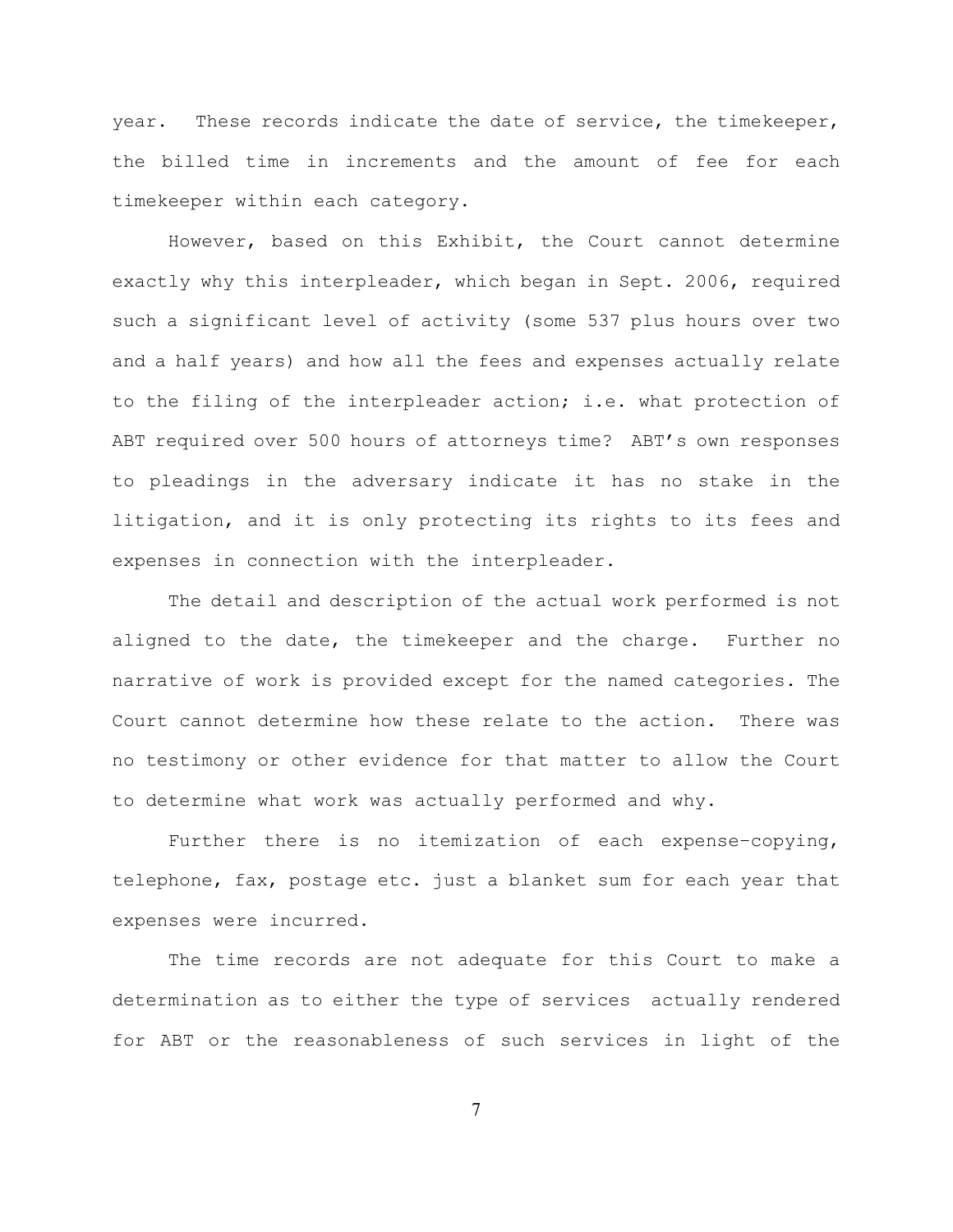year. These records indicate the date of service, the timekeeper, the billed time in increments and the amount of fee for each timekeeper within each category.

However, based on this Exhibit, the Court cannot determine exactly why this interpleader, which began in Sept. 2006, required such a significant level of activity (some 537 plus hours over two and a half years) and how all the fees and expenses actually relate to the filing of the interpleader action; i.e. what protection of ABT required over 500 hours of attorneys time? ABT's own responses to pleadings in the adversary indicate it has no stake in the litigation, and it is only protecting its rights to its fees and expenses in connection with the interpleader.

The detail and description of the actual work performed is not aligned to the date, the timekeeper and the charge. Further no narrative of work is provided except for the named categories. The Court cannot determine how these relate to the action. There was no testimony or other evidence for that matter to allow the Court to determine what work was actually performed and why.

Further there is no itemization of each expense–copying, telephone, fax, postage etc. just a blanket sum for each year that expenses were incurred.

The time records are not adequate for this Court to make a determination as to either the type of services actually rendered for ABT or the reasonableness of such services in light of the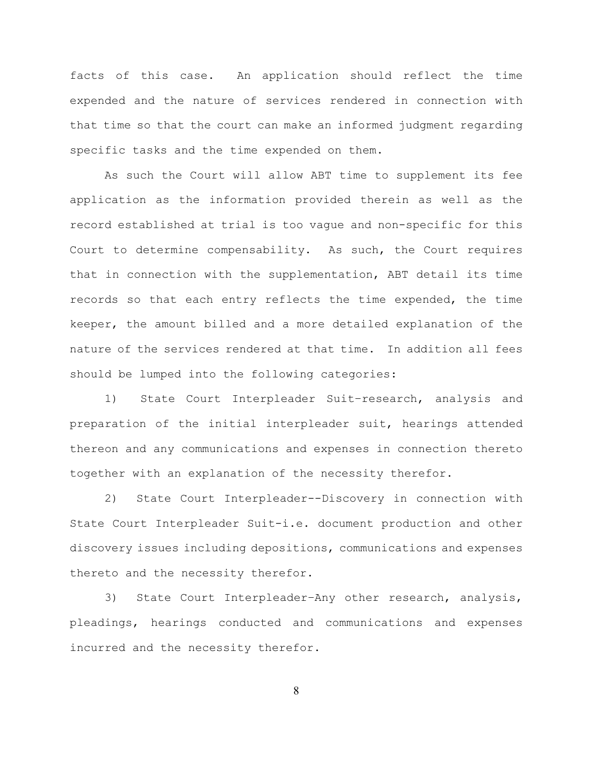facts of this case. An application should reflect the time expended and the nature of services rendered in connection with that time so that the court can make an informed judgment regarding specific tasks and the time expended on them.

As such the Court will allow ABT time to supplement its fee application as the information provided therein as well as the record established at trial is too vague and non-specific for this Court to determine compensability. As such, the Court requires that in connection with the supplementation, ABT detail its time records so that each entry reflects the time expended, the time keeper, the amount billed and a more detailed explanation of the nature of the services rendered at that time. In addition all fees should be lumped into the following categories:

1) State Court Interpleader Suit–research, analysis and preparation of the initial interpleader suit, hearings attended thereon and any communications and expenses in connection thereto together with an explanation of the necessity therefor.

2) State Court Interpleader--Discovery in connection with State Court Interpleader Suit-i.e. document production and other discovery issues including depositions, communications and expenses thereto and the necessity therefor.

3) State Court Interpleader–Any other research, analysis, pleadings, hearings conducted and communications and expenses incurred and the necessity therefor.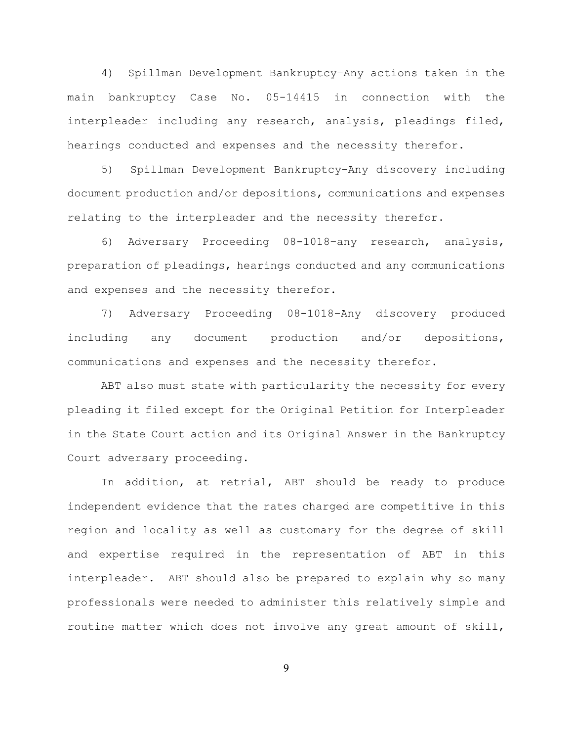4) Spillman Development Bankruptcy–Any actions taken in the main bankruptcy Case No. 05-14415 in connection with the interpleader including any research, analysis, pleadings filed, hearings conducted and expenses and the necessity therefor.

5) Spillman Development Bankruptcy–Any discovery including document production and/or depositions, communications and expenses relating to the interpleader and the necessity therefor.

6) Adversary Proceeding 08-1018–any research, analysis, preparation of pleadings, hearings conducted and any communications and expenses and the necessity therefor.

7) Adversary Proceeding 08-1018–Any discovery produced including any document production and/or depositions, communications and expenses and the necessity therefor.

ABT also must state with particularity the necessity for every pleading it filed except for the Original Petition for Interpleader in the State Court action and its Original Answer in the Bankruptcy Court adversary proceeding.

In addition, at retrial, ABT should be ready to produce independent evidence that the rates charged are competitive in this region and locality as well as customary for the degree of skill and expertise required in the representation of ABT in this interpleader. ABT should also be prepared to explain why so many professionals were needed to administer this relatively simple and routine matter which does not involve any great amount of skill,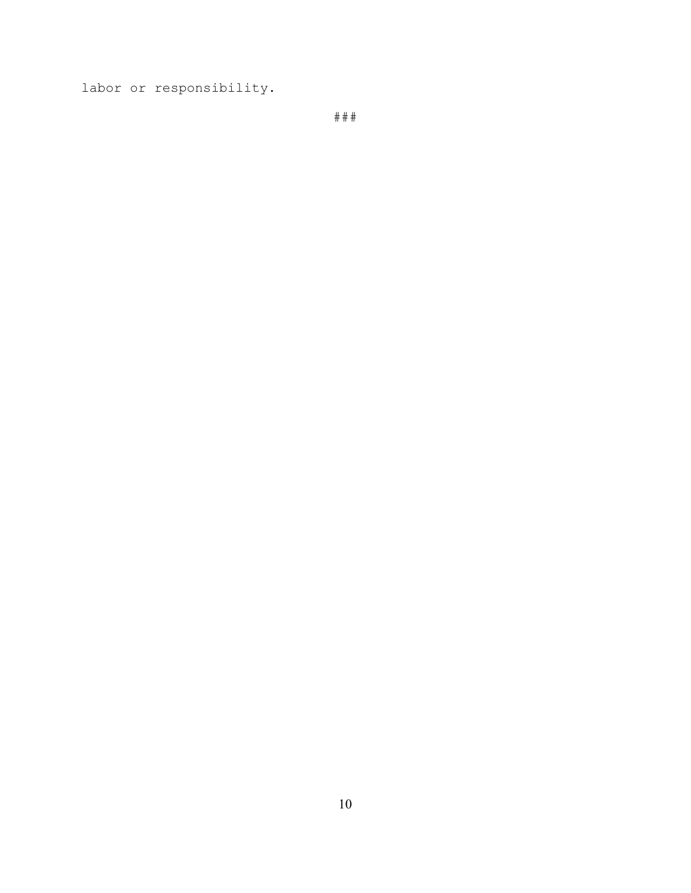labor or responsibility.

###